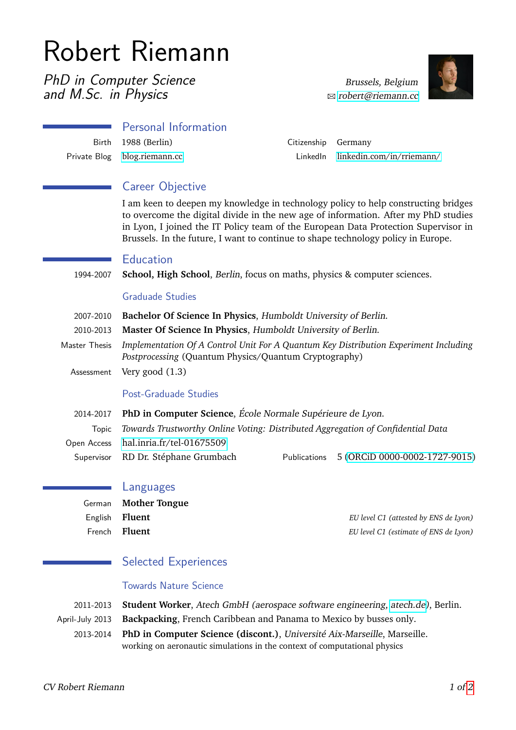# Robert Riemann

*PhD in Computer Science and M.Sc. in Physics*

*Brussels, Belgium*
✉ robert@riemann.cc

## Personal Information

| | | | |
|---|---|---|---|
| Birth | 1988 (Berlin) | Citizenship | Germany |
| Private Blog | blog.riemann.cc | LinkedIn | linkedin.com/in/rriemann/ |

## Career Objective

I am keen to deepen my knowledge in technology policy to help constructing bridges to overcome the digital divide in the new age of information. After my PhD studies in Lyon, I joined the IT Policy team of the European Data Protection Supervisor in Brussels. In the future, I want to continue to shape technology policy in Europe.

## Education

1994-2007 — **School, High School**, *Berlin*, focus on maths, physics & computer sciences.

### Graduate Studies

2007-2010 — **Bachelor Of Science In Physics**, *Humboldt University of Berlin.*

2010-2013 — **Master Of Science In Physics**, *Humboldt University of Berlin.*

Master Thesis — *Implementation Of A Control Unit For A Quantum Key Distribution Experiment Including Postprocessing* (Quantum Physics/Quantum Cryptography)

Assessment — Very good (1.3)

### Post-Graduate Studies

2014-2017 — **PhD in Computer Science**, *École Normale Supérieure de Lyon.*

Topic — *Towards Trustworthy Online Voting: Distributed Aggregation of Confidential Data*

Open Access — hal.inria.fr/tel-01675509

Supervisor — RD Dr. Stéphane Grumbach

Publications — 5 (ORCiD 0000-0002-1727-9015)

## Languages

| | | |
|---|---|---|
| German | **Mother Tongue** | |
| English | **Fluent** | *EU level C1 (attested by ENS de Lyon)* |
| French | **Fluent** | *EU level C1 (estimate of ENS de Lyon)* |

## Selected Experiences

### Towards Nature Science

2011-2013 — **Student Worker**, *Atech GmbH (aerospace software engineering,* atech.de), Berlin.

April-July 2013 — **Backpacking**, French Caribbean and Panama to Mexico by busses only.

2013-2014 — **PhD in Computer Science (discont.)**, *Université Aix-Marseille*, Marseille.
working on aeronautic simulations in the context of computational physics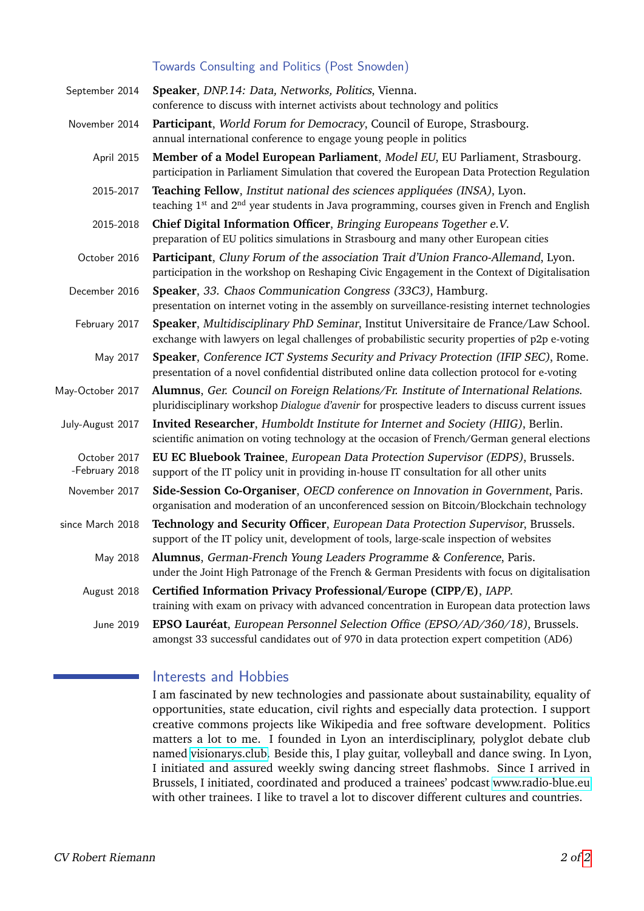### Towards Consulting and Politics (Post Snowden)

September 2014 — **Speaker**, *DNP.14: Data, Networks, Politics*, Vienna.
conference to discuss with internet activists about technology and politics

November 2014 — **Participant**, *World Forum for Democracy*, Council of Europe, Strasbourg.
annual international conference to engage young people in politics

April 2015 — **Member of a Model European Parliament**, *Model EU*, EU Parliament, Strasbourg.
participation in Parliament Simulation that covered the European Data Protection Regulation

2015-2017 — **Teaching Fellow**, *Institut national des sciences appliquées (INSA)*, Lyon.
teaching 1st and 2nd year students in Java programming, courses given in French and English

2015-2018 — **Chief Digital Information Officer**, *Bringing Europeans Together e.V.*
preparation of EU politics simulations in Strasbourg and many other European cities

October 2016 — **Participant**, *Cluny Forum of the association Trait d'Union Franco-Allemand*, Lyon.
participation in the workshop on Reshaping Civic Engagement in the Context of Digitalisation

December 2016 — **Speaker**, *33. Chaos Communication Congress (33C3)*, Hamburg.
presentation on internet voting in the assembly on surveillance-resisting internet technologies

February 2017 — **Speaker**, *Multidisciplinary PhD Seminar*, Institut Universitaire de France/Law School.
exchange with lawyers on legal challenges of probabilistic security properties of p2p e-voting

May 2017 — **Speaker**, *Conference ICT Systems Security and Privacy Protection (IFIP SEC)*, Rome.
presentation of a novel confidential distributed online data collection protocol for e-voting

May-October 2017 — **Alumnus**, *Ger. Council on Foreign Relations/Fr. Institute of International Relations*.
pluridisciplinary workshop *Dialogue d'avenir* for prospective leaders to discuss current issues

July-August 2017 — **Invited Researcher**, *Humboldt Institute for Internet and Society (HIIG)*, Berlin.
scientific animation on voting technology at the occasion of French/German general elections

October 2017 -February 2018 — **EU EC Bluebook Trainee**, *European Data Protection Supervisor (EDPS)*, Brussels.
support of the IT policy unit in providing in-house IT consultation for all other units

November 2017 — **Side-Session Co-Organiser**, *OECD conference on Innovation in Government*, Paris.
organisation and moderation of an unconferenced session on Bitcoin/Blockchain technology

since March 2018 — **Technology and Security Officer**, *European Data Protection Supervisor*, Brussels.
support of the IT policy unit, development of tools, large-scale inspection of websites

May 2018 — **Alumnus**, *German-French Young Leaders Programme & Conference*, Paris.
under the Joint High Patronage of the French & German Presidents with focus on digitalisation

August 2018 — **Certified Information Privacy Professional/Europe (CIPP/E)**, *IAPP*.
training with exam on privacy with advanced concentration in European data protection laws

June 2019 — **EPSO Lauréat**, *European Personnel Selection Office (EPSO/AD/360/18)*, Brussels.
amongst 33 successful candidates out of 970 in data protection expert competition (AD6)

## Interests and Hobbies

I am fascinated by new technologies and passionate about sustainability, equality of opportunities, state education, civil rights and especially data protection. I support creative commons projects like Wikipedia and free software development. Politics matters a lot to me. I founded in Lyon an interdisciplinary, polyglot debate club named visionarys.club. Beside this, I play guitar, volleyball and dance swing. In Lyon, I initiated and assured weekly swing dancing street flashmobs. Since I arrived in Brussels, I initiated, coordinated and produced a trainees' podcast www.radio-blue.eu with other trainees. I like to travel a lot to discover different cultures and countries.